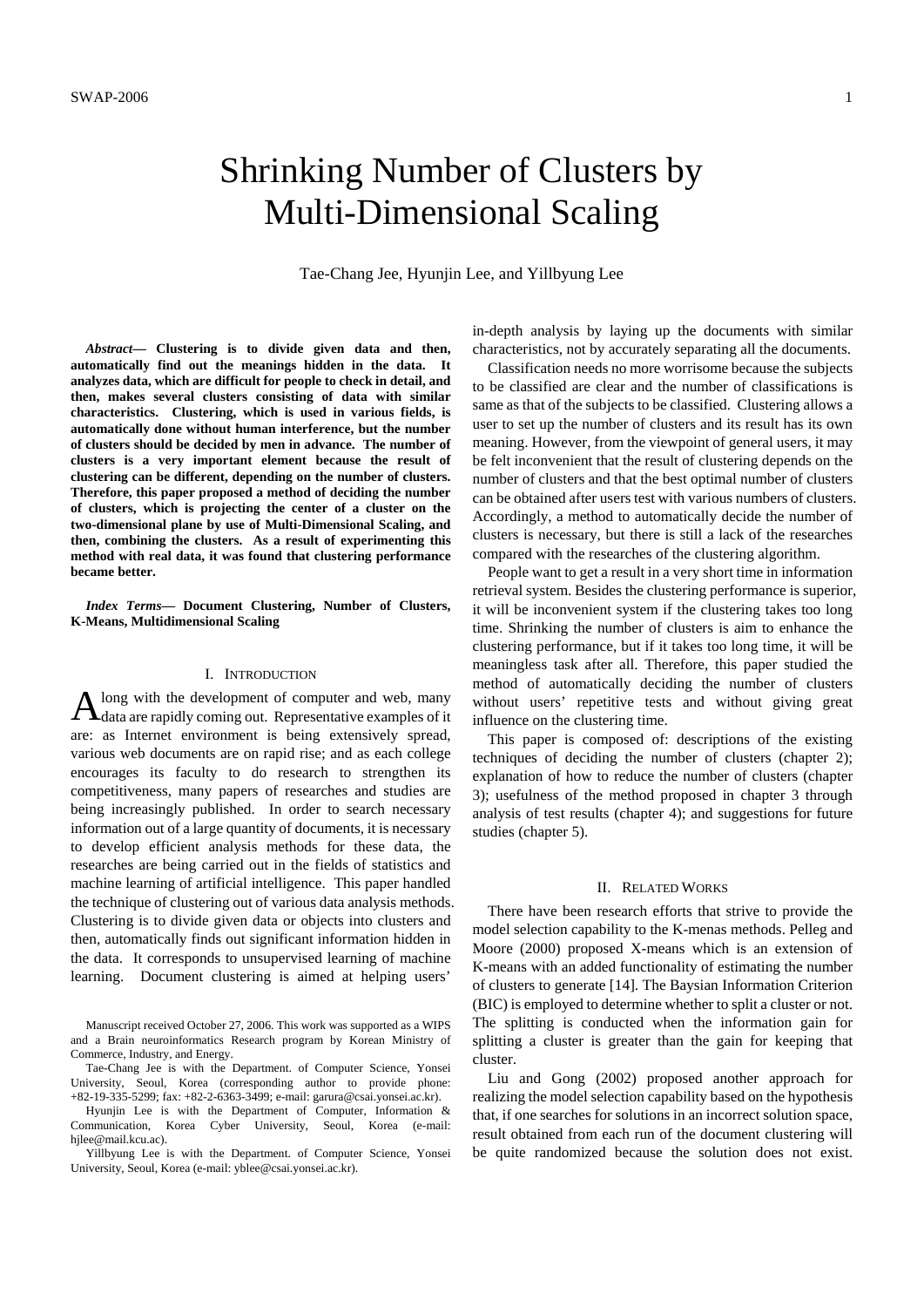# Shrinking Number of Clusters by Multi-Dimensional Scaling

Tae-Chang Jee, Hyunjin Lee, and Yillbyung Lee

***Abstract*— Clustering is to divide given data and then, automatically find out the meanings hidden in the data. It analyzes data, which are difficult for people to check in detail, and then, makes several clusters consisting of data with similar characteristics. Clustering, which is used in various fields, is automatically done without human interference, but the number of clusters should be decided by men in advance. The number of clusters is a very important element because the result of clustering can be different, depending on the number of clusters. Therefore, this paper proposed a method of deciding the number of clusters, which is projecting the center of a cluster on the two-dimensional plane by use of Multi-Dimensional Scaling, and then, combining the clusters. As a result of experimenting this method with real data, it was found that clustering performance became better.**

***Index Terms*— Document Clustering, Number of Clusters, K-Means, Multidimensional Scaling**

## I. Introduction

Along with the development of computer and web, many data are rapidly coming out. Representative examples of it are: as Internet environment is being extensively spread, various web documents are on rapid rise; and as each college encourages its faculty to do research to strengthen its competitiveness, many papers of researches and studies are being increasingly published. In order to search necessary information out of a large quantity of documents, it is necessary to develop efficient analysis methods for these data, the researches are being carried out in the fields of statistics and machine learning of artificial intelligence. This paper handled the technique of clustering out of various data analysis methods. Clustering is to divide given data or objects into clusters and then, automatically finds out significant information hidden in the data. It corresponds to unsupervised learning of machine learning. Document clustering is aimed at helping users' in-depth analysis by laying up the documents with similar characteristics, not by accurately separating all the documents.

Classification needs no more worrisome because the subjects to be classified are clear and the number of classifications is same as that of the subjects to be classified. Clustering allows a user to set up the number of clusters and its result has its own meaning. However, from the viewpoint of general users, it may be felt inconvenient that the result of clustering depends on the number of clusters and that the best optimal number of clusters can be obtained after users test with various numbers of clusters. Accordingly, a method to automatically decide the number of clusters is necessary, but there is still a lack of the researches compared with the researches of the clustering algorithm.

People want to get a result in a very short time in information retrieval system. Besides the clustering performance is superior, it will be inconvenient system if the clustering takes too long time. Shrinking the number of clusters is aim to enhance the clustering performance, but if it takes too long time, it will be meaningless task after all. Therefore, this paper studied the method of automatically deciding the number of clusters without users' repetitive tests and without giving great influence on the clustering time.

This paper is composed of: descriptions of the existing techniques of deciding the number of clusters (chapter 2); explanation of how to reduce the number of clusters (chapter 3); usefulness of the method proposed in chapter 3 through analysis of test results (chapter 4); and suggestions for future studies (chapter 5).

## II. Related Works

There have been research efforts that strive to provide the model selection capability to the K-menas methods. Pelleg and Moore (2000) proposed X-means which is an extension of K-means with an added functionality of estimating the number of clusters to generate [14]. The Baysian Information Criterion (BIC) is employed to determine whether to split a cluster or not. The splitting is conducted when the information gain for splitting a cluster is greater than the gain for keeping that cluster.

Liu and Gong (2002) proposed another approach for realizing the model selection capability based on the hypothesis that, if one searches for solutions in an incorrect solution space, result obtained from each run of the document clustering will be quite randomized because the solution does not exist.

Manuscript received October 27, 2006. This work was supported as a WIPS and a Brain neuroinformatics Research program by Korean Ministry of Commerce, Industry, and Energy.

Tae-Chang Jee is with the Department. of Computer Science, Yonsei University, Seoul, Korea (corresponding author to provide phone: +82-19-335-5299; fax: +82-2-6363-3499; e-mail: garura@csai.yonsei.ac.kr).

Hyunjin Lee is with the Department of Computer, Information & Communication, Korea Cyber University, Seoul, Korea (e-mail: hjlee@mail.kcu.ac).

Yillbyung Lee is with the Department. of Computer Science, Yonsei University, Seoul, Korea (e-mail: yblee@csai.yonsei.ac.kr).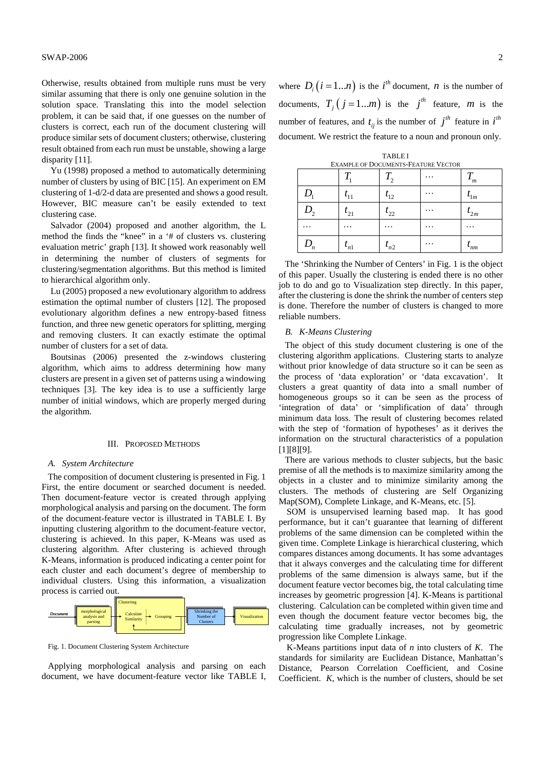Otherwise, results obtained from multiple runs must be very similar assuming that there is only one genuine solution in the solution space. Translating this into the model selection problem, it can be said that, if one guesses on the number of clusters is correct, each run of the document clustering will produce similar sets of document clusters; otherwise, clustering result obtained from each run must be unstable, showing a large disparity [11].

Yu (1998) proposed a method to automatically determining number of clusters by using of BIC [15]. An experiment on EM clustering of 1-d/2-d data are presented and shows a good result. However, BIC measure can't be easily extended to text clustering case.

Salvador (2004) proposed and another algorithm, the L method the finds the "knee" in a '# of clusters vs. clustering evaluation metric' graph [13]. It showed work reasonably well in determining the number of clusters of segments for clustering/segmentation algorithms. But this method is limited to hierarchical algorithm only.

Lu (2005) proposed a new evolutionary algorithm to address estimation the optimal number of clusters [12]. The proposed evolutionary algorithm defines a new entropy-based fitness function, and three new genetic operators for splitting, merging and removing clusters. It can exactly estimate the optimal number of clusters for a set of data.

Boutsinas (2006) presented the z-windows clustering algorithm, which aims to address determining how many clusters are present in a given set of patterns using a windowing techniques [3]. The key idea is to use a sufficiently large number of initial windows, which are properly merged during the algorithm.

## III. Proposed Methods

### A. System Architecture

The composition of document clustering is presented in Fig. 1 First, the entire document or searched document is needed. Then document-feature vector is created through applying morphological analysis and parsing on the document. The form of the document-feature vector is illustrated in TABLE I. By inputting clustering algorithm to the document-feature vector, clustering is achieved. In this paper, K-Means was used as clustering algorithm. After clustering is achieved through K-Means, information is produced indicating a center point for each cluster and each document's degree of membership to individual clusters. Using this information, a visualization process is carried out.

Document → morphological analysis and parsing → Clustering [Calculate Similarity → Grouping] → Shrinking the Number of Clusters → Visualization

Fig. 1. Document Clustering System Architecture

Applying morphological analysis and parsing on each document, we have document-feature vector like TABLE I, where $D_i\,(i=1...n)$ is the $i^{th}$ document, $n$ is the number of documents, $T_j\,(j=1...m)$ is the $j^{th}$ feature, $m$ is the number of features, and $t_{ij}$ is the number of $j^{th}$ feature in $i^{th}$ document. We restrict the feature to a noun and pronoun only.

TABLE I
Example of Documents-Feature Vector

| | $T_1$ | $T_2$ | $\cdots$ | $T_m$ |
|---|---|---|---|---|
| $D_1$ | $t_{11}$ | $t_{12}$ | $\cdots$ | $t_{1m}$ |
| $D_2$ | $t_{21}$ | $t_{22}$ | $\cdots$ | $t_{2m}$ |
| $\cdots$ | $\cdots$ | $\cdots$ | $\cdots$ | $\cdots$ |
| $D_n$ | $t_{n1}$ | $t_{n2}$ | $\cdots$ | $t_{nm}$ |

The 'Shrinking the Number of Centers' in Fig. 1 is the object of this paper. Usually the clustering is ended there is no other job to do and go to Visualization step directly. In this paper, after the clustering is done the shrink the number of centers step is done. Therefore the number of clusters is changed to more reliable numbers.

### B. K-Means Clustering

The object of this study document clustering is one of the clustering algorithm applications. Clustering starts to analyze without prior knowledge of data structure so it can be seen as the process of 'data exploration' or 'data excavation'. It clusters a great quantity of data into a small number of homogeneous groups so it can be seen as the process of 'integration of data' or 'simplification of data' through minimum data loss. The result of clustering becomes related with the step of 'formation of hypotheses' as it derives the information on the structural characteristics of a population [1][8][9].

There are various methods to cluster subjects, but the basic premise of all the methods is to maximize similarity among the objects in a cluster and to minimize similarity among the clusters. The methods of clustering are Self Organizing Map(SOM), Complete Linkage, and K-Means, etc. [5].

SOM is unsupervised learning based map. It has good performance, but it can't guarantee that learning of different problems of the same dimension can be completed within the given time. Complete Linkage is hierarchical clustering, which compares distances among documents. It has some advantages that it always converges and the calculating time for different problems of the same dimension is always same, but if the document feature vector becomes big, the total calculating time increases by geometric progression [4]. K-Means is partitional clustering. Calculation can be completed within given time and even though the document feature vector becomes big, the calculating time gradually increases, not by geometric progression like Complete Linkage.

K-Means partitions input data of $n$ into clusters of $K$. The standards for similarity are Euclidean Distance, Manhattan's Distance, Pearson Correlation Coefficient, and Cosine Coefficient. $K$, which is the number of clusters, should be set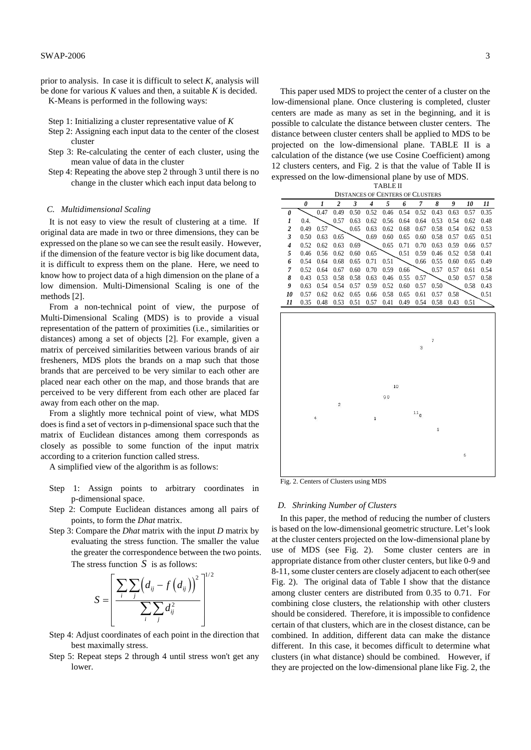prior to analysis. In case it is difficult to select $K$, analysis will be done for various $K$ values and then, a suitable $K$ is decided.

K-Means is performed in the following ways:

- Step 1: Initializing a cluster representative value of $K$
- Step 2: Assigning each input data to the center of the closest cluster
- Step 3: Re-calculating the center of each cluster, using the mean value of data in the cluster
- Step 4: Repeating the above step 2 through 3 until there is no change in the cluster which each input data belong to

### *C. Multidimensional Scaling*

It is not easy to view the result of clustering at a time. If original data are made in two or three dimensions, they can be expressed on the plane so we can see the result easily. However, if the dimension of the feature vector is big like document data, it is difficult to express them on the plane. Here, we need to know how to project data of a high dimension on the plane of a low dimension. Multi-Dimensional Scaling is one of the methods [2].

From a non-technical point of view, the purpose of Multi-Dimensional Scaling (MDS) is to provide a visual representation of the pattern of proximities (i.e., similarities or distances) among a set of objects [2]. For example, given a matrix of perceived similarities between various brands of air fresheners, MDS plots the brands on a map such that those brands that are perceived to be very similar to each other are placed near each other on the map, and those brands that are perceived to be very different from each other are placed far away from each other on the map.

From a slightly more technical point of view, what MDS does is find a set of vectors in p-dimensional space such that the matrix of Euclidean distances among them corresponds as closely as possible to some function of the input matrix according to a criterion function called stress.

A simplified view of the algorithm is as follows:

- Step 1: Assign points to arbitrary coordinates in p-dimensional space.
- Step 2: Compute Euclidean distances among all pairs of points, to form the *Dhat* matrix.
- Step 3: Compare the *Dhat* matrix with the input *D* matrix by evaluating the stress function. The smaller the value the greater the correspondence between the two points. The stress function $S$ is as follows:

$$S = \left[ \frac{\sum_i \sum_j \left( d_{ij} - f\left(d_{ij}\right) \right)^2}{\sum_i \sum_j d_{ij}^2} \right]^{1/2}$$

- Step 4: Adjust coordinates of each point in the direction that best maximally stress.
- Step 5: Repeat steps 2 through 4 until stress won't get any lower.

This paper used MDS to project the center of a cluster on the low-dimensional plane. Once clustering is completed, cluster centers are made as many as set in the beginning, and it is possible to calculate the distance between cluster centers. The distance between cluster centers shall be applied to MDS to be projected on the low-dimensional plane. TABLE II is a calculation of the distance (we use Cosine Coefficient) among 12 clusters centers, and Fig. 2 is that the value of Table II is expressed on the low-dimensional plane by use of MDS.

TABLE II
DISTANCES OF CENTERS OF CLUSTERS

| | *0* | *1* | *2* | *3* | *4* | *5* | *6* | *7* | *8* | *9* | *10* | *11* |
|---|---|---|---|---|---|---|---|---|---|---|---|---|
| ***0*** | | 0.47 | 0.49 | 0.50 | 0.52 | 0.46 | 0.54 | 0.52 | 0.43 | 0.63 | 0.57 | 0.35 |
| ***1*** | 0.4. | | 0.57 | 0.63 | 0.62 | 0.56 | 0.64 | 0.64 | 0.53 | 0.54 | 0.62 | 0.48 |
| ***2*** | 0.49 | 0.57 | | 0.65 | 0.63 | 0.62 | 0.68 | 0.67 | 0.58 | 0.54 | 0.62 | 0.53 |
| ***3*** | 0.50 | 0.63 | 0.65 | | 0.69 | 0.60 | 0.65 | 0.60 | 0.58 | 0.57 | 0.65 | 0.51 |
| ***4*** | 0.52 | 0.62 | 0.63 | 0.69 | | 0.65 | 0.71 | 0.70 | 0.63 | 0.59 | 0.66 | 0.57 |
| ***5*** | 0.46 | 0.56 | 0.62 | 0.60 | 0.65 | | 0.51 | 0.59 | 0.46 | 0.52 | 0.58 | 0.41 |
| ***6*** | 0.54 | 0.64 | 0.68 | 0.65 | 0.71 | 0.51 | | 0.66 | 0.55 | 0.60 | 0.65 | 0.49 |
| ***7*** | 0.52 | 0.64 | 0.67 | 0.60 | 0.70 | 0.59 | 0.66 | | 0.57 | 0.57 | 0.61 | 0.54 |
| ***8*** | 0.43 | 0.53 | 0.58 | 0.58 | 0.63 | 0.46 | 0.55 | 0.57 | | 0.50 | 0.57 | 0.58 |
| ***9*** | 0.63 | 0.54 | 0.54 | 0.57 | 0.59 | 0.52 | 0.60 | 0.57 | 0.50 | | 0.58 | 0.43 |
| ***10*** | 0.57 | 0.62 | 0.62 | 0.65 | 0.66 | 0.58 | 0.65 | 0.61 | 0.57 | 0.58 | | 0.51 |
| ***11*** | 0.35 | 0.48 | 0.53 | 0.51 | 0.57 | 0.41 | 0.49 | 0.54 | 0.58 | 0.43 | 0.51 | |

Fig. 2. Centers of Clusters using MDS

### *D. Shrinking Number of Clusters*

In this paper, the method of reducing the number of clusters is based on the low-dimensional geometric structure. Let's look at the cluster centers projected on the low-dimensional plane by use of MDS (see Fig. 2). Some cluster centers are in appropriate distance from other cluster centers, but like 0-9 and 8-11, some cluster centers are closely adjacent to each other(see Fig. 2). The original data of Table I show that the distance among cluster centers are distributed from 0.35 to 0.71. For combining close clusters, the relationship with other clusters should be considered. Therefore, it is impossible to confidence certain of that clusters, which are in the closest distance, can be combined. In addition, different data can make the distance different. In this case, it becomes difficult to determine what clusters (in what distance) should be combined. However, if they are projected on the low-dimensional plane like Fig. 2, the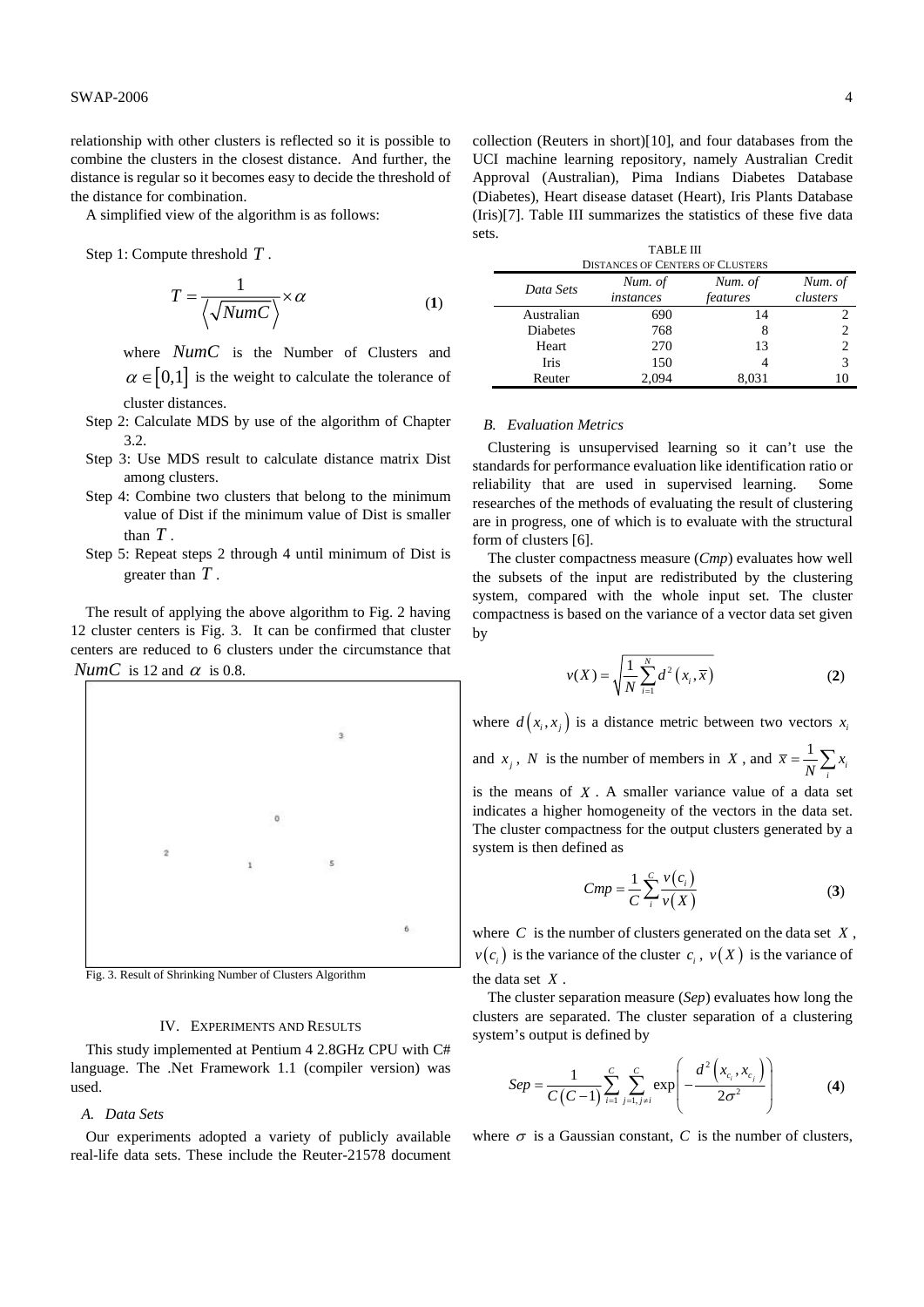relationship with other clusters is reflected so it is possible to combine the clusters in the closest distance. And further, the distance is regular so it becomes easy to decide the threshold of the distance for combination.

A simplified view of the algorithm is as follows:

Step 1: Compute threshold $T$.

$$T = \frac{1}{\left\langle \sqrt{NumC} \right\rangle} \times \alpha \tag{1}$$

where $NumC$ is the Number of Clusters and $\alpha \in [0,1]$ is the weight to calculate the tolerance of cluster distances.

Step 2: Calculate MDS by use of the algorithm of Chapter 3.2.

Step 3: Use MDS result to calculate distance matrix Dist among clusters.

Step 4: Combine two clusters that belong to the minimum value of Dist if the minimum value of Dist is smaller than $T$.

Step 5: Repeat steps 2 through 4 until minimum of Dist is greater than $T$.

The result of applying the above algorithm to Fig. 2 having 12 cluster centers is Fig. 3. It can be confirmed that cluster centers are reduced to 6 clusters under the circumstance that $NumC$ is 12 and $\alpha$ is 0.8.

Fig. 3. Result of Shrinking Number of Clusters Algorithm

## IV. Experiments and Results

This study implemented at Pentium 4 2.8GHz CPU with C# language. The .Net Framework 1.1 (compiler version) was used.

### A. Data Sets

Our experiments adopted a variety of publicly available real-life data sets. These include the Reuter-21578 document collection (Reuters in short)[10], and four databases from the UCI machine learning repository, namely Australian Credit Approval (Australian), Pima Indians Diabetes Database (Diabetes), Heart disease dataset (Heart), Iris Plants Database (Iris)[7]. Table III summarizes the statistics of these five data sets.

TABLE III
Distances of Centers of Clusters

| *Data Sets* | *Num. of instances* | *Num. of features* | *Num. of clusters* |
|---|---|---|---|
| Australian | 690 | 14 | 2 |
| Diabetes | 768 | 8 | 2 |
| Heart | 270 | 13 | 2 |
| Iris | 150 | 4 | 3 |
| Reuter | 2,094 | 8,031 | 10 |

### B. Evaluation Metrics

Clustering is unsupervised learning so it can't use the standards for performance evaluation like identification ratio or reliability that are used in supervised learning. Some researches of the methods of evaluating the result of clustering are in progress, one of which is to evaluate with the structural form of clusters [6].

The cluster compactness measure (*Cmp*) evaluates how well the subsets of the input are redistributed by the clustering system, compared with the whole input set. The cluster compactness is based on the variance of a vector data set given by

$$v(X) = \sqrt{\frac{1}{N}\sum_{i=1}^{N} d^2\left(x_i, \bar{x}\right)} \tag{2}$$

where $d\left(x_i, x_j\right)$ is a distance metric between two vectors $x_i$ and $x_j$, $N$ is the number of members in $X$, and $\bar{x} = \frac{1}{N}\sum_i x_i$ is the means of $X$. A smaller variance value of a data set indicates a higher homogeneity of the vectors in the data set. The cluster compactness for the output clusters generated by a system is then defined as

$$Cmp = \frac{1}{C}\sum_{i}^{C} \frac{v(c_i)}{v(X)} \tag{3}$$

where $C$ is the number of clusters generated on the data set $X$, $v(c_i)$ is the variance of the cluster $c_i$, $v(X)$ is the variance of the data set $X$.

The cluster separation measure (*Sep*) evaluates how long the clusters are separated. The cluster separation of a clustering system's output is defined by

$$Sep = \frac{1}{C(C-1)}\sum_{i=1}^{C}\sum_{j=1, j \neq i}^{C} \exp\left(-\frac{d^2\left(x_{c_i}, x_{c_j}\right)}{2\sigma^2}\right) \tag{4}$$

where $\sigma$ is a Gaussian constant, $C$ is the number of clusters,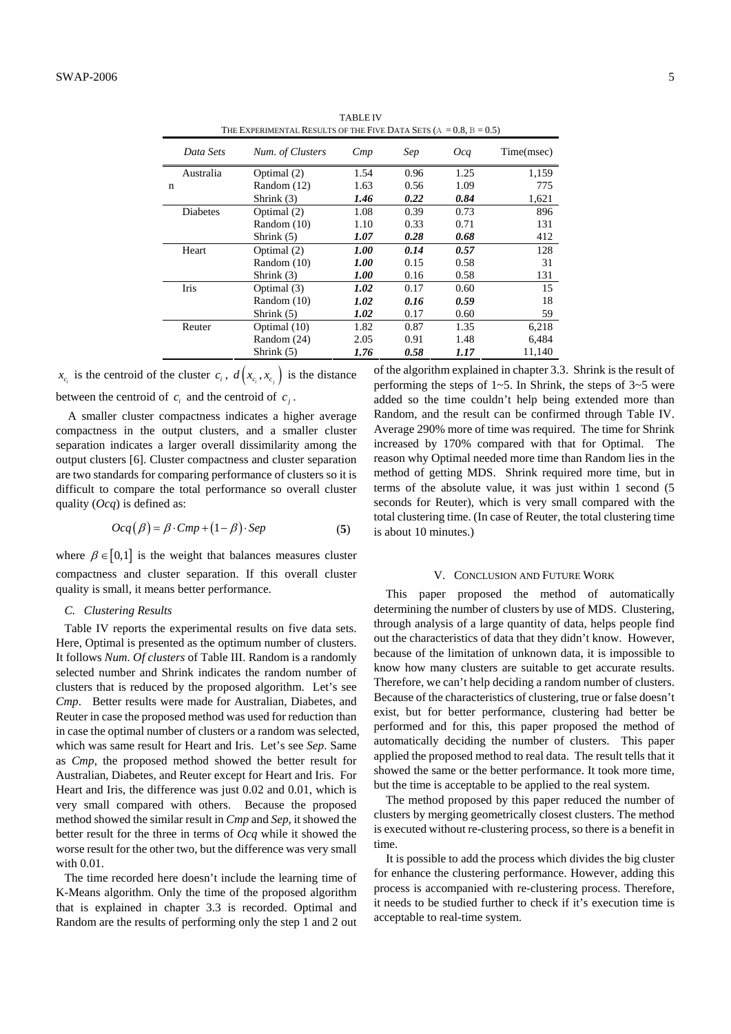TABLE IV
THE EXPERIMENTAL RESULTS OF THE FIVE DATA SETS (Α = 0.8, Β = 0.5)

| *Data Sets* | *Num. of Clusters* | *Cmp* | *Sep* | *Ocq* | Time(msec) |
|---|---|---|---|---|---|
| Australia n | Optimal (2) | 1.54 | 0.96 | 1.25 | 1,159 |
| | Random (12) | 1.63 | 0.56 | 1.09 | 775 |
| | Shrink (3) | ***1.46*** | ***0.22*** | ***0.84*** | 1,621 |
| Diabetes | Optimal (2) | 1.08 | 0.39 | 0.73 | 896 |
| | Random (10) | 1.10 | 0.33 | 0.71 | 131 |
| | Shrink (5) | ***1.07*** | ***0.28*** | ***0.68*** | 412 |
| Heart | Optimal (2) | ***1.00*** | ***0.14*** | ***0.57*** | 128 |
| | Random (10) | ***1.00*** | 0.15 | 0.58 | 31 |
| | Shrink (3) | ***1.00*** | 0.16 | 0.58 | 131 |
| Iris | Optimal (3) | ***1.02*** | 0.17 | 0.60 | 15 |
| | Random (10) | ***1.02*** | ***0.16*** | ***0.59*** | 18 |
| | Shrink (5) | ***1.02*** | 0.17 | 0.60 | 59 |
| Reuter | Optimal (10) | 1.82 | 0.87 | 1.35 | 6,218 |
| | Random (24) | 2.05 | 0.91 | 1.48 | 6,484 |
| | Shrink (5) | ***1.76*** | ***0.58*** | ***1.17*** | 11,140 |

$x_{c_i}$ is the centroid of the cluster $c_i$, $d\left(x_{c_i}, x_{c_j}\right)$ is the distance between the centroid of $c_i$ and the centroid of $c_j$.

A smaller cluster compactness indicates a higher average compactness in the output clusters, and a smaller cluster separation indicates a larger overall dissimilarity among the output clusters [6]. Cluster compactness and cluster separation are two standards for comparing performance of clusters so it is difficult to compare the total performance so overall cluster quality (*Ocq*) is defined as:

$$Ocq(\beta) = \beta \cdot Cmp + (1-\beta) \cdot Sep \tag{5}$$

where $\beta \in [0,1]$ is the weight that balances measures cluster compactness and cluster separation. If this overall cluster quality is small, it means better performance.

### C. Clustering Results

Table IV reports the experimental results on five data sets. Here, Optimal is presented as the optimum number of clusters. It follows *Num. Of clusters* of Table III. Random is a randomly selected number and Shrink indicates the random number of clusters that is reduced by the proposed algorithm. Let's see *Cmp*. Better results were made for Australian, Diabetes, and Reuter in case the proposed method was used for reduction than in case the optimal number of clusters or a random was selected, which was same result for Heart and Iris. Let's see *Sep*. Same as *Cmp*, the proposed method showed the better result for Australian, Diabetes, and Reuter except for Heart and Iris. For Heart and Iris, the difference was just 0.02 and 0.01, which is very small compared with others. Because the proposed method showed the similar result in *Cmp* and *Sep,* it showed the better result for the three in terms of *Ocq* while it showed the worse result for the other two, but the difference was very small with 0.01.

The time recorded here doesn't include the learning time of K-Means algorithm. Only the time of the proposed algorithm that is explained in chapter 3.3 is recorded. Optimal and Random are the results of performing only the step 1 and 2 out of the algorithm explained in chapter 3.3. Shrink is the result of performing the steps of 1~5. In Shrink, the steps of 3~5 were added so the time couldn't help being extended more than Random, and the result can be confirmed through Table IV. Average 290% more of time was required. The time for Shrink increased by 170% compared with that for Optimal. The reason why Optimal needed more time than Random lies in the method of getting MDS. Shrink required more time, but in terms of the absolute value, it was just within 1 second (5 seconds for Reuter), which is very small compared with the total clustering time. (In case of Reuter, the total clustering time is about 10 minutes.)

## V. CONCLUSION AND FUTURE WORK

This paper proposed the method of automatically determining the number of clusters by use of MDS. Clustering, through analysis of a large quantity of data, helps people find out the characteristics of data that they didn't know. However, because of the limitation of unknown data, it is impossible to know how many clusters are suitable to get accurate results. Therefore, we can't help deciding a random number of clusters. Because of the characteristics of clustering, true or false doesn't exist, but for better performance, clustering had better be performed and for this, this paper proposed the method of automatically deciding the number of clusters. This paper applied the proposed method to real data. The result tells that it showed the same or the better performance. It took more time, but the time is acceptable to be applied to the real system.

The method proposed by this paper reduced the number of clusters by merging geometrically closest clusters. The method is executed without re-clustering process, so there is a benefit in time.

It is possible to add the process which divides the big cluster for enhance the clustering performance. However, adding this process is accompanied with re-clustering process. Therefore, it needs to be studied further to check if it's execution time is acceptable to real-time system.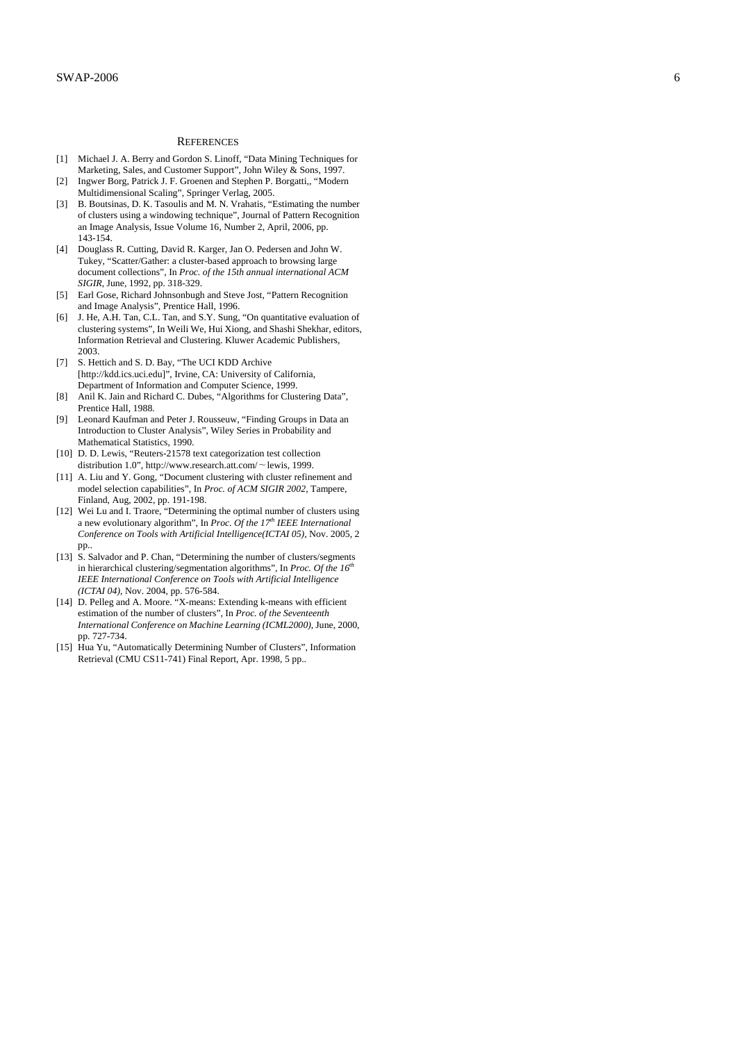## REFERENCES

[1] Michael J. A. Berry and Gordon S. Linoff, "Data Mining Techniques for Marketing, Sales, and Customer Support", John Wiley & Sons, 1997.

[2] Ingwer Borg, Patrick J. F. Groenen and Stephen P. Borgatti,, "Modern Multidimensional Scaling", Springer Verlag, 2005.

[3] B. Boutsinas, D. K. Tasoulis and M. N. Vrahatis, "Estimating the number of clusters using a windowing technique", Journal of Pattern Recognition an Image Analysis, Issue Volume 16, Number 2, April, 2006, pp. 143-154.

[4] Douglass R. Cutting, David R. Karger, Jan O. Pedersen and John W. Tukey, "Scatter/Gather: a cluster-based approach to browsing large document collections", In *Proc. of the 15th annual international ACM SIGIR*, June, 1992, pp. 318-329.

[5] Earl Gose, Richard Johnsonbugh and Steve Jost, "Pattern Recognition and Image Analysis", Prentice Hall, 1996.

[6] J. He, A.H. Tan, C.L. Tan, and S.Y. Sung, "On quantitative evaluation of clustering systems", In Weili We, Hui Xiong, and Shashi Shekhar, editors, Information Retrieval and Clustering. Kluwer Academic Publishers, 2003.

[7] S. Hettich and S. D. Bay, "The UCI KDD Archive [http://kdd.ics.uci.edu]", Irvine, CA: University of California, Department of Information and Computer Science, 1999.

[8] Anil K. Jain and Richard C. Dubes, "Algorithms for Clustering Data", Prentice Hall, 1988.

[9] Leonard Kaufman and Peter J. Rousseuw, "Finding Groups in Data an Introduction to Cluster Analysis", Wiley Series in Probability and Mathematical Statistics, 1990.

[10] D. D. Lewis, "Reuters-21578 text categorization test collection distribution 1.0", http://www.research.att.com/～lewis, 1999.

[11] A. Liu and Y. Gong, "Document clustering with cluster refinement and model selection capabilities", In *Proc. of ACM SIGIR 2002*, Tampere, Finland, Aug, 2002, pp. 191-198.

[12] Wei Lu and I. Traore, "Determining the optimal number of clusters using a new evolutionary algorithm", In *Proc. Of the 17th IEEE International Conference on Tools with Artificial Intelligence(ICTAI 05)*, Nov. 2005, 2 pp..

[13] S. Salvador and P. Chan, "Determining the number of clusters/segments in hierarchical clustering/segmentation algorithms", In *Proc. Of the 16th IEEE International Conference on Tools with Artificial Intelligence (ICTAI 04)*, Nov. 2004, pp. 576-584.

[14] D. Pelleg and A. Moore. "X-means: Extending k-means with efficient estimation of the number of clusters", In *Proc. of the Seventeenth International Conference on Machine Learning (ICML2000)*, June, 2000, pp. 727-734.

[15] Hua Yu, "Automatically Determining Number of Clusters", Information Retrieval (CMU CS11-741) Final Report, Apr. 1998, 5 pp..